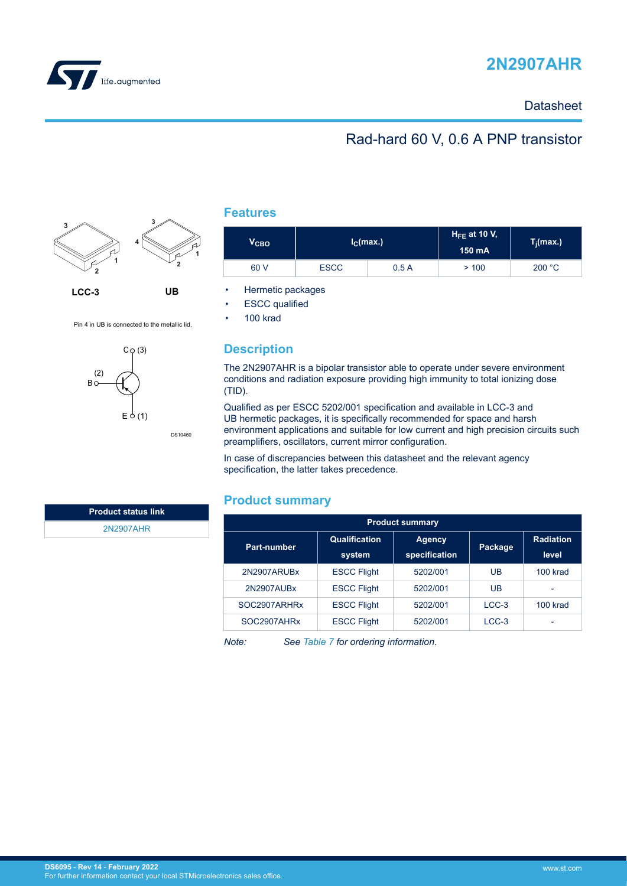# 2N2907AHR

Datasheet

## Rad-hard 60 V, 0.6 A PNP transistor

3 4 3 1 2 1 2

**LCC-3** **UB**

Pin 4 in UB is connected to the metallic lid.

C (3)

(2) B

E (1)

DS10460

| Product status link |
| --- |
| 2N2907AHR |

## Features

| $V_{CBO}$ | $I_C$(max.) | | $H_{FE}$ at 10 V, 150 mA | $T_j$(max.) |
| --- | --- | --- | --- | --- |
| 60 V | ESCC | 0.5 A | > 100 | 200 °C |

- Hermetic packages
- ESCC qualified
- 100 krad

## Description

The 2N2907AHR is a bipolar transistor able to operate under severe environment conditions and radiation exposure providing high immunity to total ionizing dose (TID).

Qualified as per ESCC 5202/001 specification and available in LCC-3 and UB hermetic packages, it is specifically recommended for space and harsh environment applications and suitable for low current and high precision circuits such preamplifiers, oscillators, current mirror configuration.

In case of discrepancies between this datasheet and the relevant agency specification, the latter takes precedence.

## Product summary

| Product summary | | | | |
| --- | --- | --- | --- | --- |
| **Part-number** | **Qualification system** | **Agency specification** | **Package** | **Radiation level** |
| 2N2907ARUBx | ESCC Flight | 5202/001 | UB | 100 krad |
| 2N2907AUBx | ESCC Flight | 5202/001 | UB | - |
| SOC2907ARHRx | ESCC Flight | 5202/001 | LCC-3 | 100 krad |
| SOC2907AHRx | ESCC Flight | 5202/001 | LCC-3 | - |

*Note: See Table 7 for ordering information.*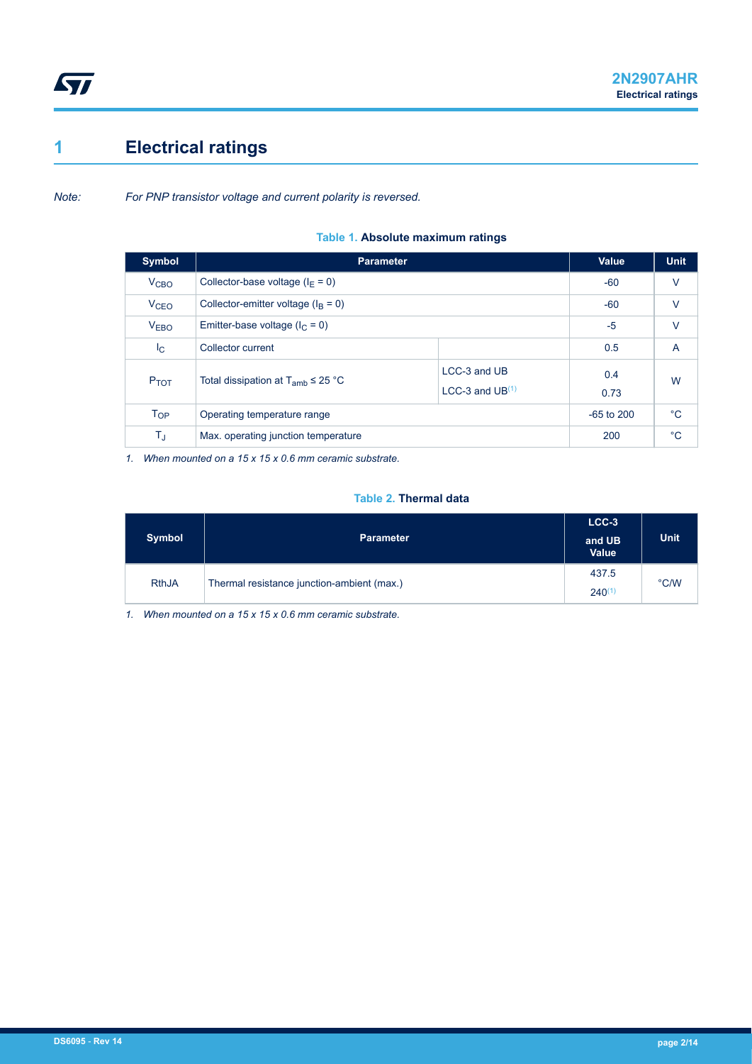# 1 Electrical ratings

*Note: For PNP transistor voltage and current polarity is reversed.*

**Table 1. Absolute maximum ratings**

| Symbol | Parameter | | Value | Unit |
|---|---|---|---|---|
| $V_{CBO}$ | Collector-base voltage ($I_E$ = 0) | | -60 | V |
| $V_{CEO}$ | Collector-emitter voltage ($I_B$ = 0) | | -60 | V |
| $V_{EBO}$ | Emitter-base voltage ($I_C$ = 0) | | -5 | V |
| $I_C$ | Collector current | | 0.5 | A |
| $P_{TOT}$ | Total dissipation at $T_{amb}$ ≤ 25 °C | LCC-3 and UB<br>LCC-3 and UB(1) | 0.4<br>0.73 | W |
| $T_{OP}$ | Operating temperature range | | -65 to 200 | °C |
| $T_J$ | Max. operating junction temperature | | 200 | °C |

1. *When mounted on a 15 x 15 x 0.6 mm ceramic substrate.*

**Table 2. Thermal data**

| Symbol | Parameter | LCC-3 and UB Value | Unit |
|---|---|---|---|
| RthJA | Thermal resistance junction-ambient (max.) | 437.5<br>240(1) | °C/W |

1. *When mounted on a 15 x 15 x 0.6 mm ceramic substrate.*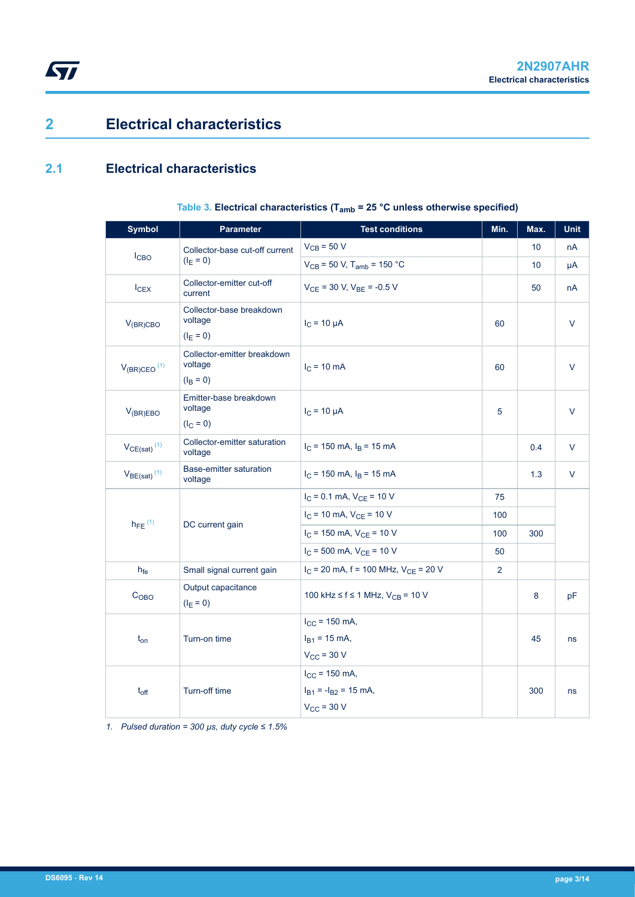# 2 Electrical characteristics

## 2.1 Electrical characteristics

**Table 3. Electrical characteristics ($T_{amb}$ = 25 °C unless otherwise specified)**

| Symbol | Parameter | Test conditions | Min. | Max. | Unit |
|---|---|---|---|---|---|
| $I_{CBO}$ | Collector-base cut-off current ($I_E = 0$) | $V_{CB}$ = 50 V | | 10 | nA |
| | | $V_{CB}$ = 50 V, $T_{amb}$ = 150 °C | | 10 | µA |
| $I_{CEX}$ | Collector-emitter cut-off current | $V_{CE}$ = 30 V, $V_{BE}$ = -0.5 V | | 50 | nA |
| $V_{(BR)CBO}$ | Collector-base breakdown voltage ($I_E = 0$) | $I_C$ = 10 µA | 60 | | V |
| $V_{(BR)CEO}$ (1) | Collector-emitter breakdown voltage ($I_B = 0$) | $I_C$ = 10 mA | 60 | | V |
| $V_{(BR)EBO}$ | Emitter-base breakdown voltage ($I_C = 0$) | $I_C$ = 10 µA | 5 | | V |
| $V_{CE(sat)}$ (1) | Collector-emitter saturation voltage | $I_C$ = 150 mA, $I_B$ = 15 mA | | 0.4 | V |
| $V_{BE(sat)}$ (1) | Base-emitter saturation voltage | $I_C$ = 150 mA, $I_B$ = 15 mA | | 1.3 | V |
| $h_{FE}$ (1) | DC current gain | $I_C$ = 0.1 mA, $V_{CE}$ = 10 V | 75 | | |
| | | $I_C$ = 10 mA, $V_{CE}$ = 10 V | 100 | | |
| | | $I_C$ = 150 mA, $V_{CE}$ = 10 V | 100 | 300 | |
| | | $I_C$ = 500 mA, $V_{CE}$ = 10 V | 50 | | |
| $h_{fe}$ | Small signal current gain | $I_C$ = 20 mA, f = 100 MHz, $V_{CE}$ = 20 V | 2 | | |
| $C_{OBO}$ | Output capacitance ($I_E = 0$) | 100 kHz ≤ f ≤ 1 MHz, $V_{CB}$ = 10 V | | 8 | pF |
| $t_{on}$ | Turn-on time | $I_{CC}$ = 150 mA, $I_{B1}$ = 15 mA, $V_{CC}$ = 30 V | | 45 | ns |
| $t_{off}$ | Turn-off time | $I_{CC}$ = 150 mA, $I_{B1}$ = $-I_{B2}$ = 15 mA, $V_{CC}$ = 30 V | | 300 | ns |

*1. Pulsed duration = 300 µs, duty cycle ≤ 1.5%*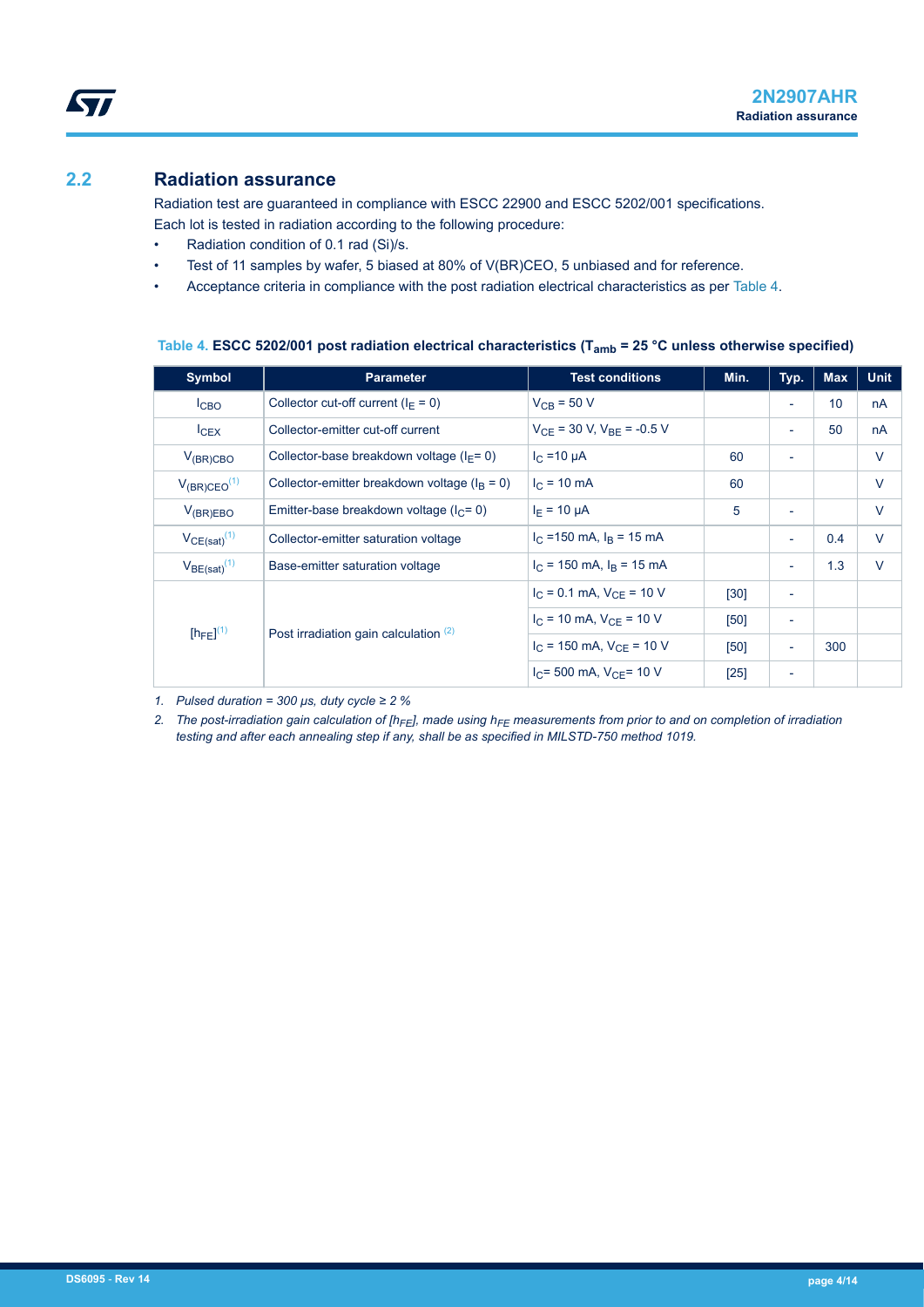## 2.2 Radiation assurance

Radiation test are guaranteed in compliance with ESCC 22900 and ESCC 5202/001 specifications.

Each lot is tested in radiation according to the following procedure:

- Radiation condition of 0.1 rad (Si)/s.
- Test of 11 samples by wafer, 5 biased at 80% of V(BR)CEO, 5 unbiased and for reference.
- Acceptance criteria in compliance with the post radiation electrical characteristics as per Table 4.

**Table 4. ESCC 5202/001 post radiation electrical characteristics ($T_{amb}$ = 25 °C unless otherwise specified)**

| Symbol | Parameter | Test conditions | Min. | Typ. | Max | Unit |
|---|---|---|---|---|---|---|
| $I_{CBO}$ | Collector cut-off current ($I_E$ = 0) | $V_{CB}$ = 50 V | | - | 10 | nA |
| $I_{CEX}$ | Collector-emitter cut-off current | $V_{CE}$ = 30 V, $V_{BE}$ = -0.5 V | | - | 50 | nA |
| $V_{(BR)CBO}$ | Collector-base breakdown voltage ($I_E$= 0) | $I_C$ =10 µA | 60 | - | | V |
| $V_{(BR)CEO}$ (1) | Collector-emitter breakdown voltage ($I_B$ = 0) | $I_C$ = 10 mA | 60 | | | V |
| $V_{(BR)EBO}$ | Emitter-base breakdown voltage ($I_C$= 0) | $I_E$ = 10 µA | 5 | - | | V |
| $V_{CE(sat)}$ (1) | Collector-emitter saturation voltage | $I_C$ =150 mA, $I_B$ = 15 mA | | - | 0.4 | V |
| $V_{BE(sat)}$ (1) | Base-emitter saturation voltage | $I_C$ = 150 mA, $I_B$ = 15 mA | | - | 1.3 | V |
| $[h_{FE}]$ (1) | Post irradiation gain calculation (2) | $I_C$ = 0.1 mA, $V_{CE}$ = 10 V | [30] | - | | |
| | | $I_C$ = 10 mA, $V_{CE}$ = 10 V | [50] | - | | |
| | | $I_C$ = 150 mA, $V_{CE}$ = 10 V | [50] | - | 300 | |
| | | $I_C$= 500 mA, $V_{CE}$= 10 V | [25] | - | | |

1. *Pulsed duration = 300 µs, duty cycle ≥ 2 %*
2. *The post-irradiation gain calculation of $[h_{FE}]$, made using $h_{FE}$ measurements from prior to and on completion of irradiation testing and after each annealing step if any, shall be as specified in MILSTD-750 method 1019.*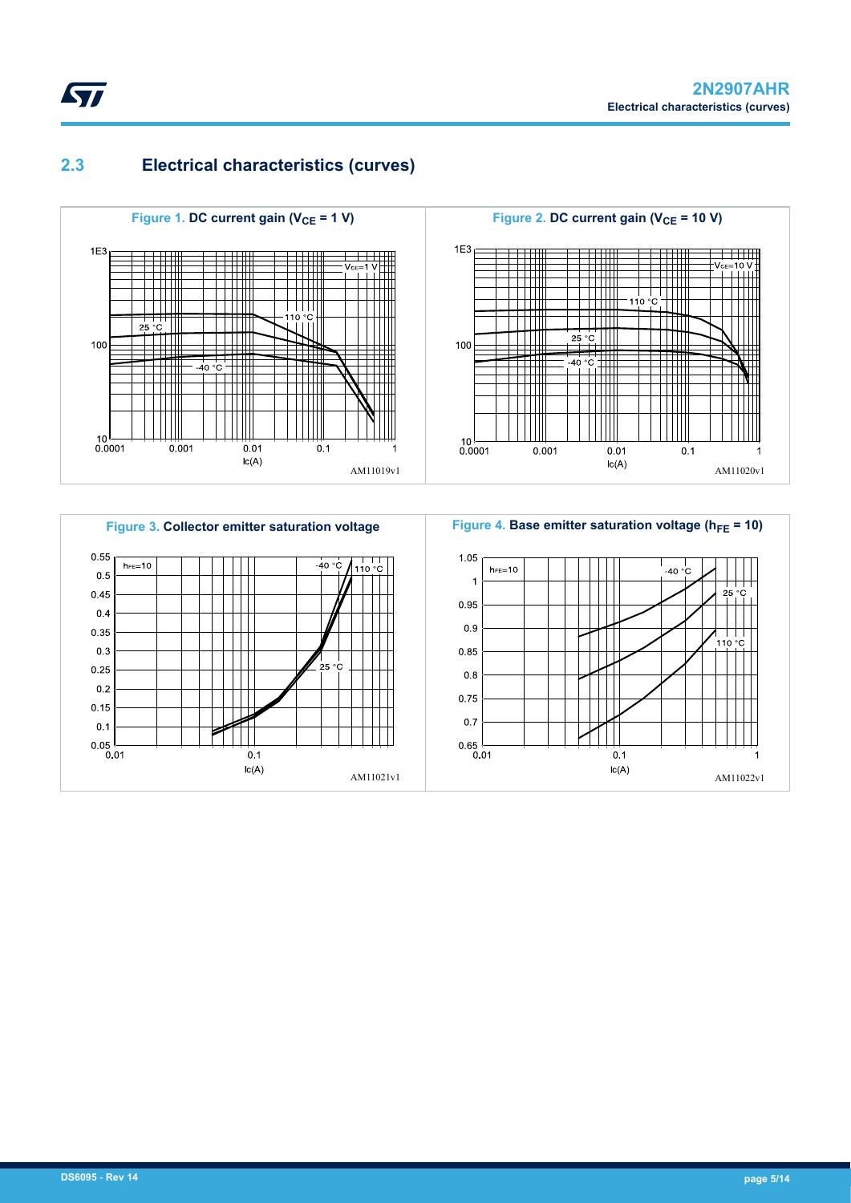## 2.3 Electrical characteristics (curves)

**Figure 1. DC current gain ($V_{CE}$ = 1 V)**

1E3
100
10
0.0001
0.001
0.01
0.1
1
Ic(A)
VCE=1 V
110 °C
25 °C
-40 °C
AM11019v1

**Figure 2. DC current gain ($V_{CE}$ = 10 V)**

1E3
100
10
0.0001
0.001
0.01
0.1
1
Ic(A)
VCE=10 V
110 °C
25 °C
-40 °C
AM11020v1

**Figure 3. Collector emitter saturation voltage**

0.55
0.5
0.45
0.4
0.35
0.3
0.25
0.2
0.15
0.1
0.05
0.01
0.1
Ic(A)
hFE=10
-40 °C
110 °C
25 °C
AM11021v1

**Figure 4. Base emitter saturation voltage ($h_{FE}$ = 10)**

1.05
1
0.95
0.9
0.85
0.8
0.75
0.7
0.65
0.01
0.1
1
Ic(A)
hFE=10
-40 °C
25 °C
110 °C
AM11022v1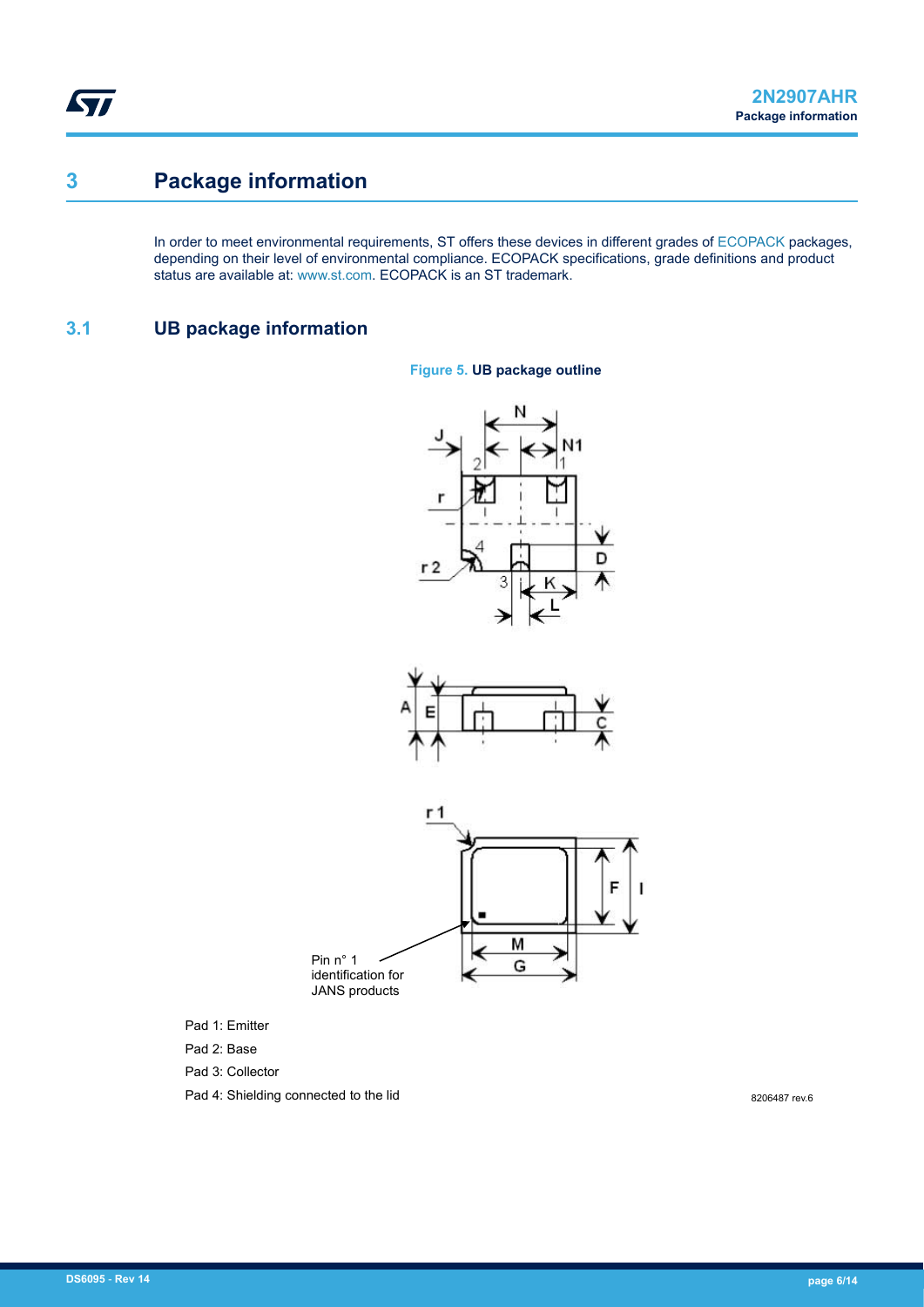# 3 Package information

In order to meet environmental requirements, ST offers these devices in different grades of ECOPACK packages, depending on their level of environmental compliance. ECOPACK specifications, grade definitions and product status are available at: www.st.com. ECOPACK is an ST trademark.

## 3.1 UB package information

**Figure 5. UB package outline**

Pin n° 1 identification for JANS products

Pad 1: Emitter

Pad 2: Base

Pad 3: Collector

Pad 4: Shielding connected to the lid

8206487 rev.6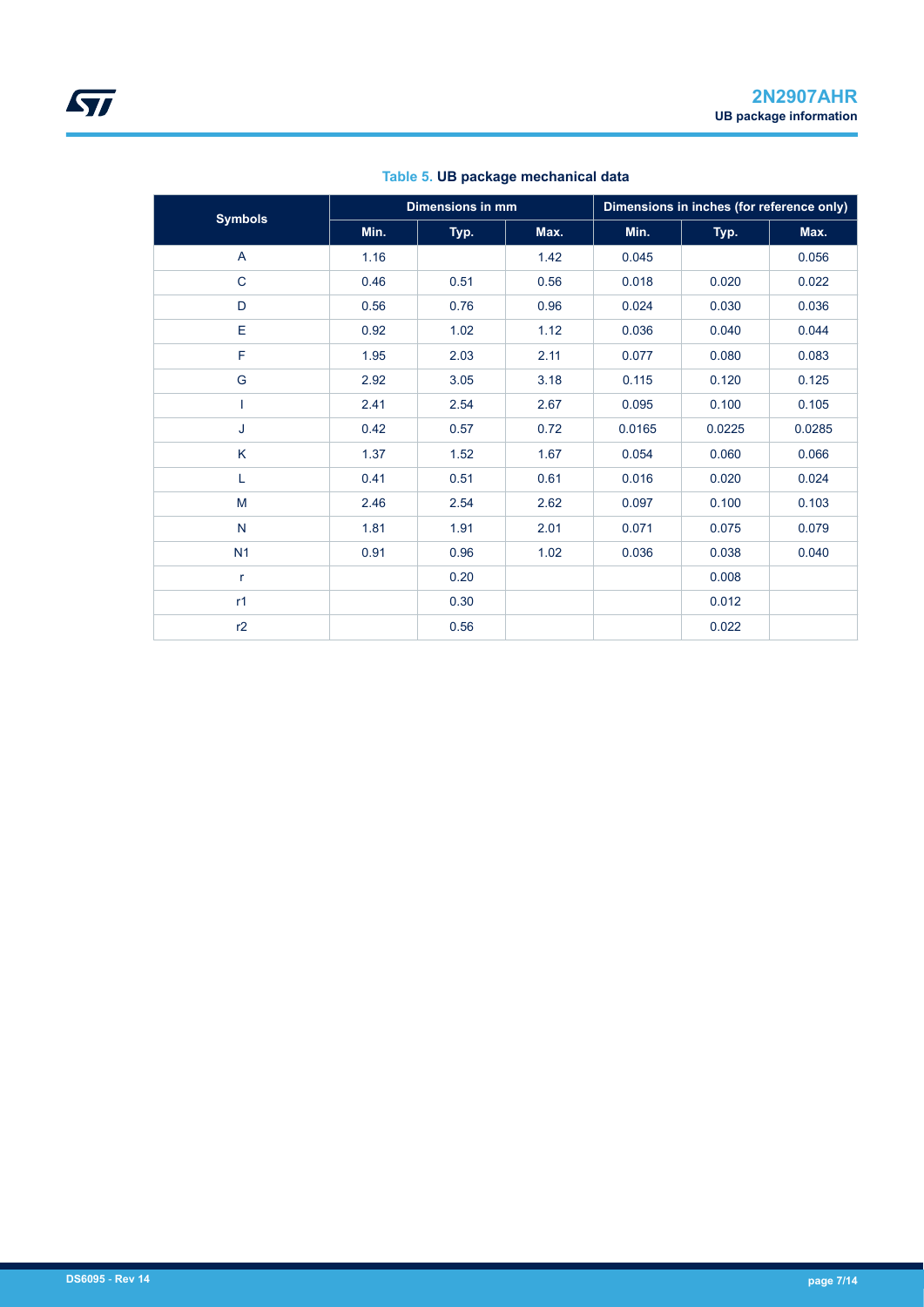**Table 5. UB package mechanical data**

| Symbols | Dimensions in mm | | | Dimensions in inches (for reference only) | | |
|---|---|---|---|---|---|---|
| | Min. | Typ. | Max. | Min. | Typ. | Max. |
| A | 1.16 | | 1.42 | 0.045 | | 0.056 |
| C | 0.46 | 0.51 | 0.56 | 0.018 | 0.020 | 0.022 |
| D | 0.56 | 0.76 | 0.96 | 0.024 | 0.030 | 0.036 |
| E | 0.92 | 1.02 | 1.12 | 0.036 | 0.040 | 0.044 |
| F | 1.95 | 2.03 | 2.11 | 0.077 | 0.080 | 0.083 |
| G | 2.92 | 3.05 | 3.18 | 0.115 | 0.120 | 0.125 |
| I | 2.41 | 2.54 | 2.67 | 0.095 | 0.100 | 0.105 |
| J | 0.42 | 0.57 | 0.72 | 0.0165 | 0.0225 | 0.0285 |
| K | 1.37 | 1.52 | 1.67 | 0.054 | 0.060 | 0.066 |
| L | 0.41 | 0.51 | 0.61 | 0.016 | 0.020 | 0.024 |
| M | 2.46 | 2.54 | 2.62 | 0.097 | 0.100 | 0.103 |
| N | 1.81 | 1.91 | 2.01 | 0.071 | 0.075 | 0.079 |
| N1 | 0.91 | 0.96 | 1.02 | 0.036 | 0.038 | 0.040 |
| r | | 0.20 | | | 0.008 | |
| r1 | | 0.30 | | | 0.012 | |
| r2 | | 0.56 | | | 0.022 | |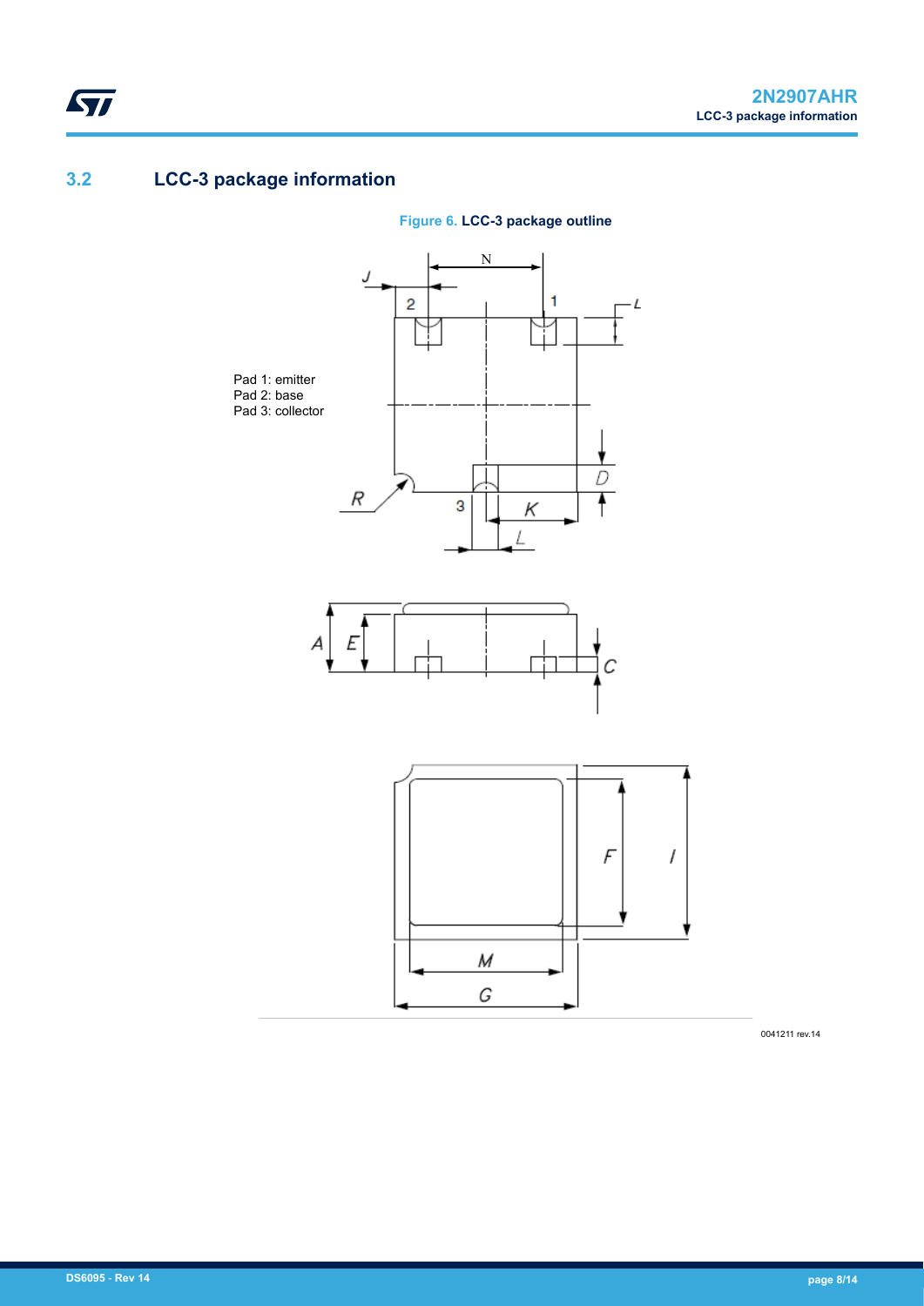## 3.2 LCC-3 package information

**Figure 6. LCC-3 package outline**

Pad 1: emitter
Pad 2: base
Pad 3: collector

N
J
2
1
L
D
R
3
K
L
A
E
C
F
I
M
G

0041211 rev.14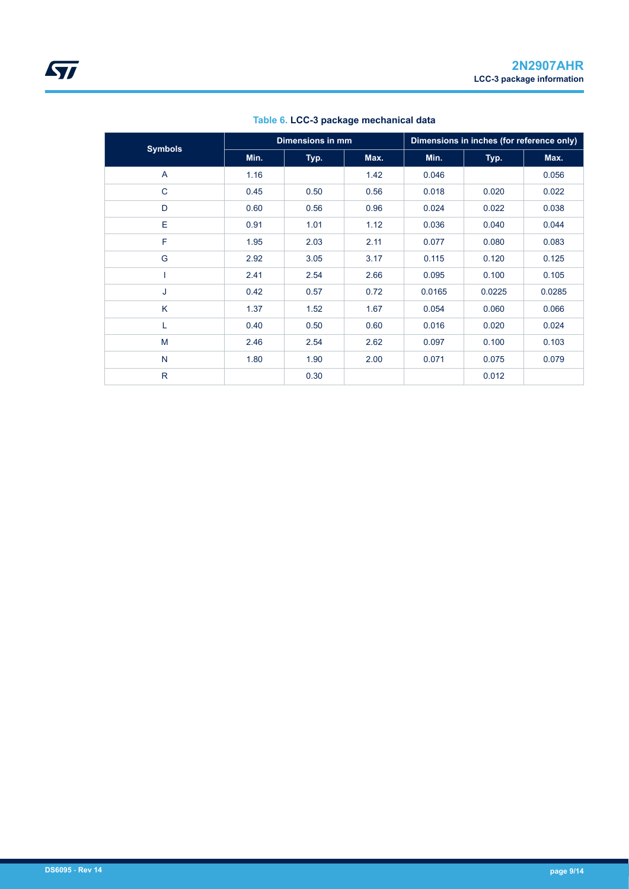**Table 6. LCC-3 package mechanical data**

| Symbols | Dimensions in mm | | | Dimensions in inches (for reference only) | | |
|---|---|---|---|---|---|---|
| | Min. | Typ. | Max. | Min. | Typ. | Max. |
| A | 1.16 | | 1.42 | 0.046 | | 0.056 |
| C | 0.45 | 0.50 | 0.56 | 0.018 | 0.020 | 0.022 |
| D | 0.60 | 0.56 | 0.96 | 0.024 | 0.022 | 0.038 |
| E | 0.91 | 1.01 | 1.12 | 0.036 | 0.040 | 0.044 |
| F | 1.95 | 2.03 | 2.11 | 0.077 | 0.080 | 0.083 |
| G | 2.92 | 3.05 | 3.17 | 0.115 | 0.120 | 0.125 |
| I | 2.41 | 2.54 | 2.66 | 0.095 | 0.100 | 0.105 |
| J | 0.42 | 0.57 | 0.72 | 0.0165 | 0.0225 | 0.0285 |
| K | 1.37 | 1.52 | 1.67 | 0.054 | 0.060 | 0.066 |
| L | 0.40 | 0.50 | 0.60 | 0.016 | 0.020 | 0.024 |
| M | 2.46 | 2.54 | 2.62 | 0.097 | 0.100 | 0.103 |
| N | 1.80 | 1.90 | 2.00 | 0.071 | 0.075 | 0.079 |
| R | | 0.30 | | | 0.012 | |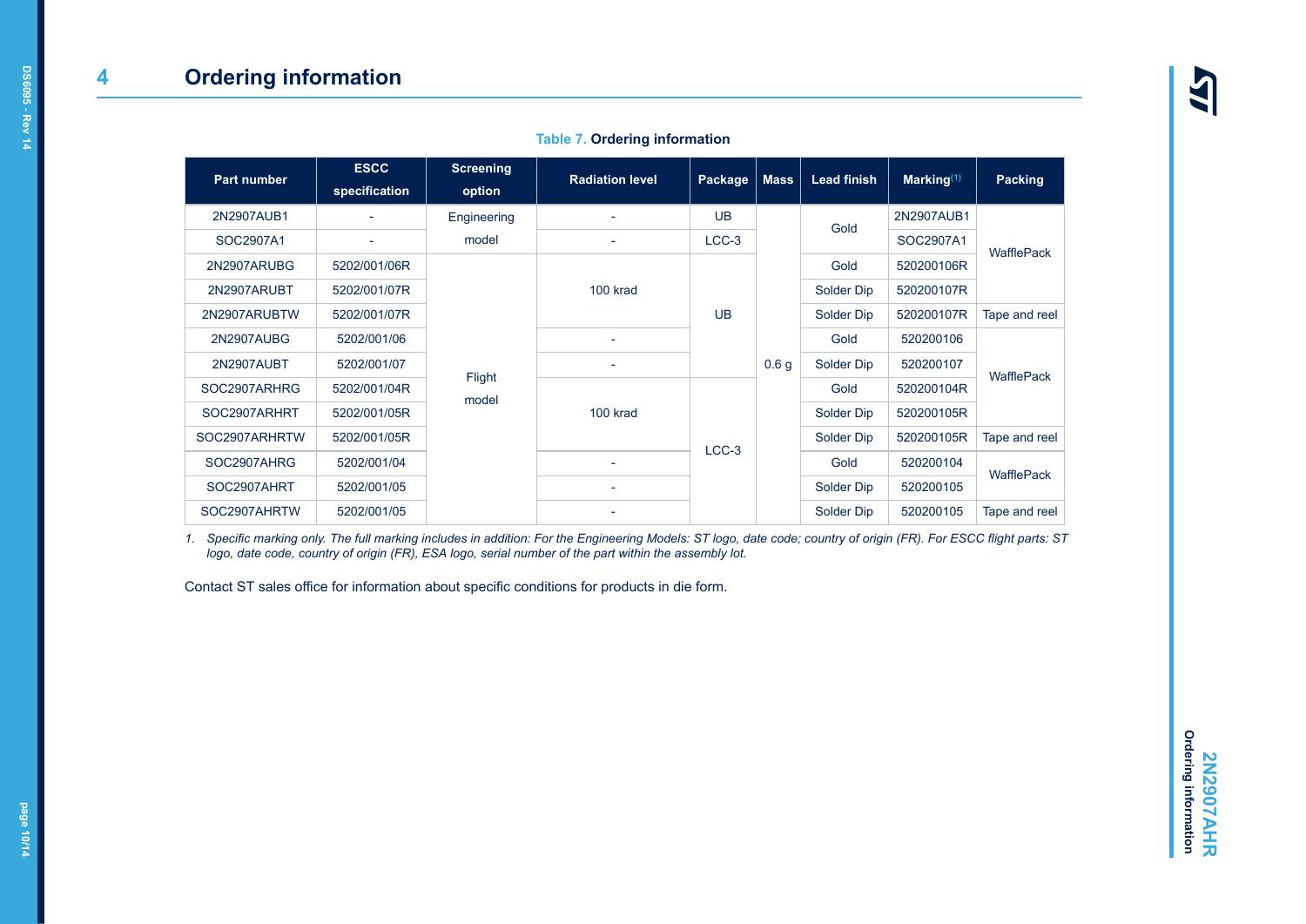## 4 Ordering information

**Table 7. Ordering information**

| Part number | ESCC specification | Screening option | Radiation level | Package | Mass | Lead finish | Marking[(1)] | Packing |
|---|---|---|---|---|---|---|---|---|
| 2N2907AUB1 | - | Engineering model | - | UB | 0.6 g | Gold | 2N2907AUB1 | WafflePack |
| SOC2907A1 | - | Engineering model | - | LCC-3 | 0.6 g | Gold | SOC2907A1 | WafflePack |
| 2N2907ARUBG | 5202/001/06R | Flight model | 100 krad | UB | 0.6 g | Gold | 520200106R | WafflePack |
| 2N2907ARUBT | 5202/001/07R | Flight model | 100 krad | UB | 0.6 g | Solder Dip | 520200107R | WafflePack |
| 2N2907ARUBTW | 5202/001/07R | Flight model | 100 krad | UB | 0.6 g | Solder Dip | 520200107R | Tape and reel |
| 2N2907AUBG | 5202/001/06 | Flight model | - | UB | 0.6 g | Gold | 520200106 | WafflePack |
| 2N2907AUBT | 5202/001/07 | Flight model | - | UB | 0.6 g | Solder Dip | 520200107 | WafflePack |
| SOC2907ARHRG | 5202/001/04R | Flight model | 100 krad | LCC-3 | 0.6 g | Gold | 520200104R | WafflePack |
| SOC2907ARHRT | 5202/001/05R | Flight model | 100 krad | LCC-3 | 0.6 g | Solder Dip | 520200105R | WafflePack |
| SOC2907ARHRTW | 5202/001/05R | Flight model | 100 krad | LCC-3 | 0.6 g | Solder Dip | 520200105R | Tape and reel |
| SOC2907AHRG | 5202/001/04 | Flight model | - | LCC-3 | 0.6 g | Gold | 520200104 | WafflePack |
| SOC2907AHRT | 5202/001/05 | Flight model | - | LCC-3 | 0.6 g | Solder Dip | 520200105 | WafflePack |
| SOC2907AHRTW | 5202/001/05 | Flight model | - | LCC-3 | 0.6 g | Solder Dip | 520200105 | Tape and reel |

1. *Specific marking only. The full marking includes in addition: For the Engineering Models: ST logo, date code; country of origin (FR). For ESCC flight parts: ST logo, date code, country of origin (FR), ESA logo, serial number of the part within the assembly lot.*

Contact ST sales office for information about specific conditions for products in die form.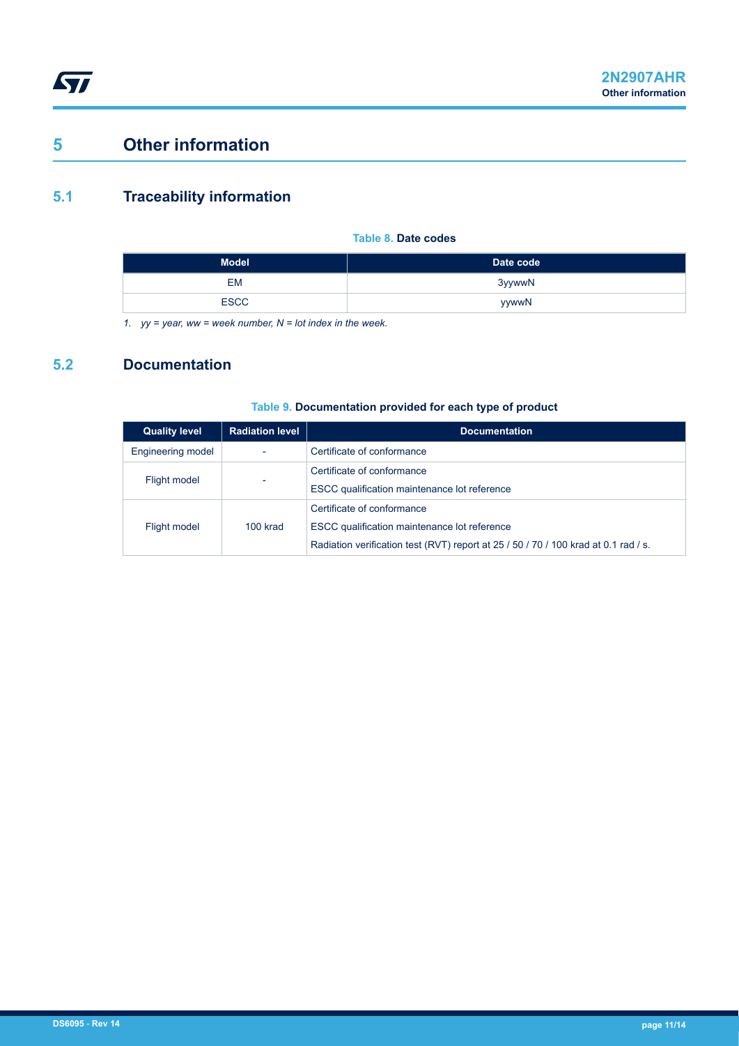# 5 Other information

## 5.1 Traceability information

**Table 8. Date codes**

| Model | Date code |
| --- | --- |
| EM | 3yywwN |
| ESCC | yywwN |

*1. yy = year, ww = week number, N = lot index in the week.*

## 5.2 Documentation

**Table 9. Documentation provided for each type of product**

| Quality level | Radiation level | Documentation |
| --- | --- | --- |
| Engineering model | - | Certificate of conformance |
| Flight model | - | Certificate of conformance<br>ESCC qualification maintenance lot reference |
| Flight model | 100 krad | Certificate of conformance<br>ESCC qualification maintenance lot reference<br>Radiation verification test (RVT) report at 25 / 50 / 70 / 100 krad at 0.1 rad / s. |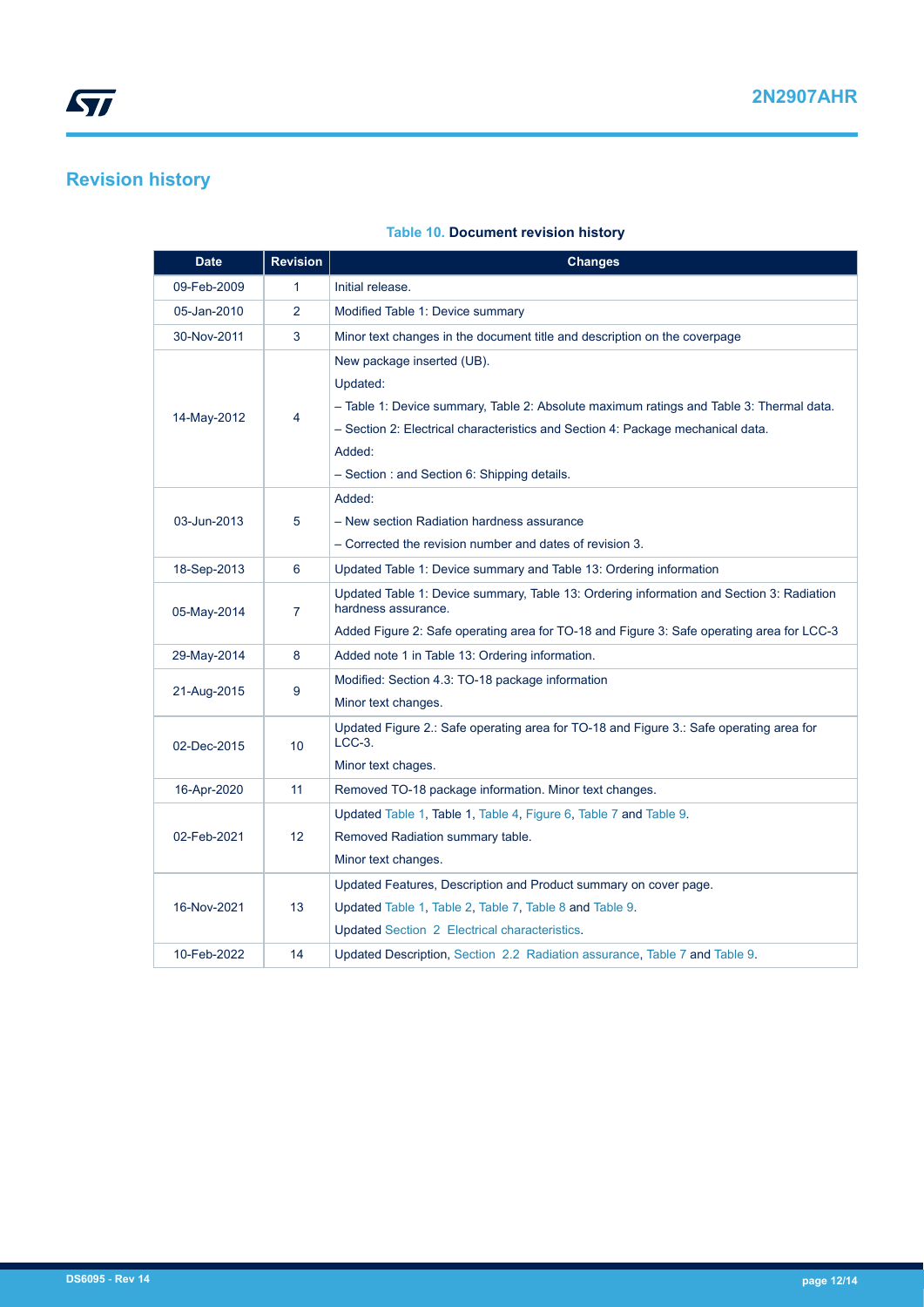## Revision history

**Table 10. Document revision history**

| Date | Revision | Changes |
| --- | --- | --- |
| 09-Feb-2009 | 1 | Initial release. |
| 05-Jan-2010 | 2 | Modified Table 1: Device summary |
| 30-Nov-2011 | 3 | Minor text changes in the document title and description on the coverpage |
| 14-May-2012 | 4 | New package inserted (UB).<br>Updated:<br>– Table 1: Device summary, Table 2: Absolute maximum ratings and Table 3: Thermal data.<br>– Section 2: Electrical characteristics and Section 4: Package mechanical data.<br>Added:<br>– Section : and Section 6: Shipping details. |
| 03-Jun-2013 | 5 | Added:<br>– New section Radiation hardness assurance<br>– Corrected the revision number and dates of revision 3. |
| 18-Sep-2013 | 6 | Updated Table 1: Device summary and Table 13: Ordering information |
| 05-May-2014 | 7 | Updated Table 1: Device summary, Table 13: Ordering information and Section 3: Radiation hardness assurance.<br>Added Figure 2: Safe operating area for TO-18 and Figure 3: Safe operating area for LCC-3 |
| 29-May-2014 | 8 | Added note 1 in Table 13: Ordering information. |
| 21-Aug-2015 | 9 | Modified: Section 4.3: TO-18 package information<br>Minor text changes. |
| 02-Dec-2015 | 10 | Updated Figure 2.: Safe operating area for TO-18 and Figure 3.: Safe operating area for LCC-3.<br>Minor text chages. |
| 16-Apr-2020 | 11 | Removed TO-18 package information. Minor text changes. |
| 02-Feb-2021 | 12 | Updated Table 1, Table 1, Table 4, Figure 6, Table 7 and Table 9.<br>Removed Radiation summary table.<br>Minor text changes. |
| 16-Nov-2021 | 13 | Updated Features, Description and Product summary on cover page.<br>Updated Table 1, Table 2, Table 7, Table 8 and Table 9.<br>Updated Section 2 Electrical characteristics. |
| 10-Feb-2022 | 14 | Updated Description, Section 2.2 Radiation assurance, Table 7 and Table 9. |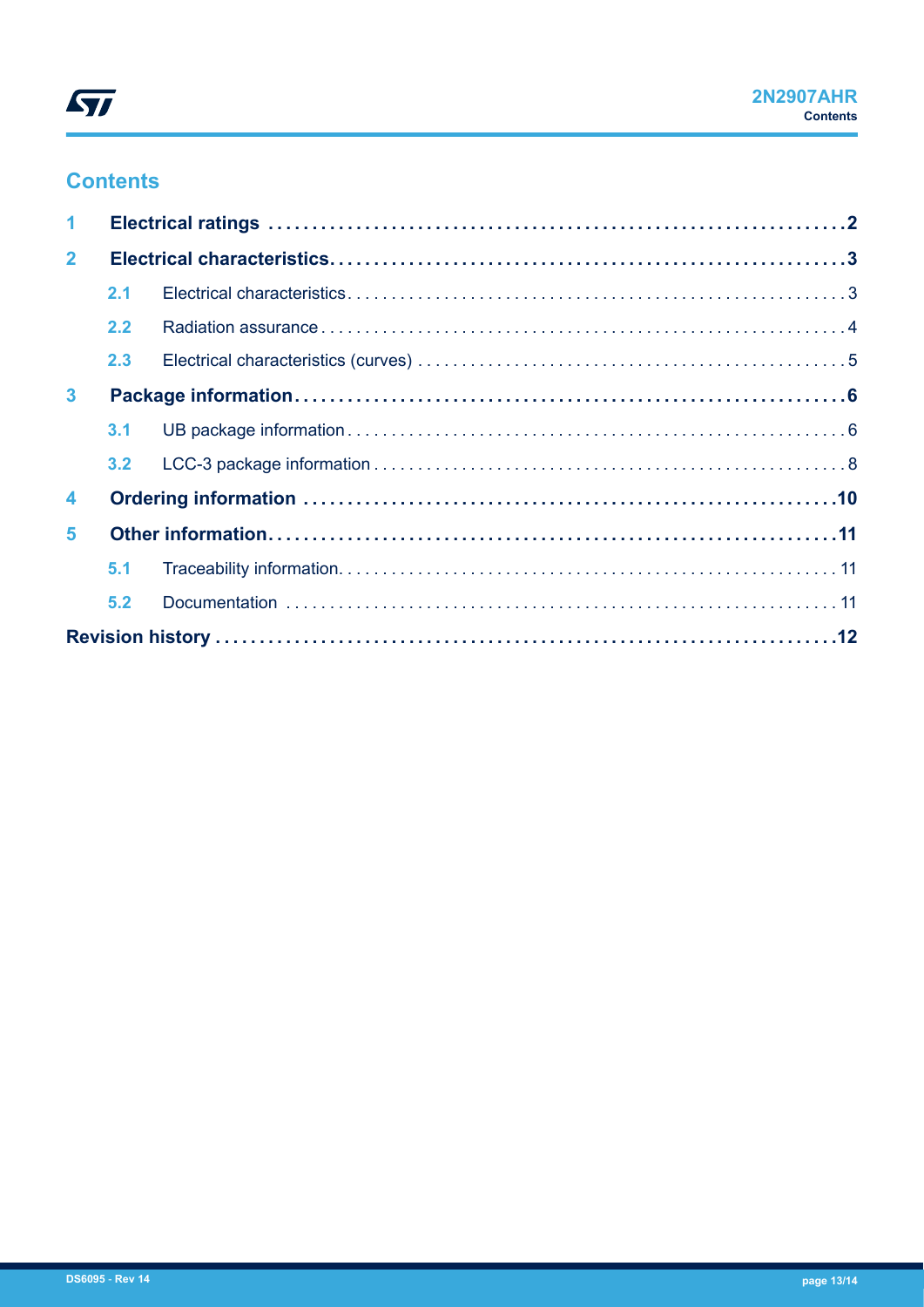# Contents

**1 Electrical ratings** . . . . . . . . . . . . . . . . . . . . . . . . . . . . . . . . . . . . . . . . . . . . . . . . . . . . . . . . . . . . . . . . **2**

**2 Electrical characteristics** . . . . . . . . . . . . . . . . . . . . . . . . . . . . . . . . . . . . . . . . . . . . . . . . . . . . . . . . . **3**

2.1 Electrical characteristics . . . . . . . . . . . . . . . . . . . . . . . . . . . . . . . . . . . . . . . . . . . . . . . . . . . . . . . . 3

2.2 Radiation assurance . . . . . . . . . . . . . . . . . . . . . . . . . . . . . . . . . . . . . . . . . . . . . . . . . . . . . . . . . . . 4

2.3 Electrical characteristics (curves) . . . . . . . . . . . . . . . . . . . . . . . . . . . . . . . . . . . . . . . . . . . . . . . . . 5

**3 Package information** . . . . . . . . . . . . . . . . . . . . . . . . . . . . . . . . . . . . . . . . . . . . . . . . . . . . . . . . . . . . . . **6**

3.1 UB package information . . . . . . . . . . . . . . . . . . . . . . . . . . . . . . . . . . . . . . . . . . . . . . . . . . . . . . . . 6

3.2 LCC-3 package information . . . . . . . . . . . . . . . . . . . . . . . . . . . . . . . . . . . . . . . . . . . . . . . . . . . . . 8

**4 Ordering information** . . . . . . . . . . . . . . . . . . . . . . . . . . . . . . . . . . . . . . . . . . . . . . . . . . . . . . . . . . . . **10**

**5 Other information** . . . . . . . . . . . . . . . . . . . . . . . . . . . . . . . . . . . . . . . . . . . . . . . . . . . . . . . . . . . . . . . **11**

5.1 Traceability information . . . . . . . . . . . . . . . . . . . . . . . . . . . . . . . . . . . . . . . . . . . . . . . . . . . . . . . . 11

5.2 Documentation . . . . . . . . . . . . . . . . . . . . . . . . . . . . . . . . . . . . . . . . . . . . . . . . . . . . . . . . . . . . . . . 11

**Revision history** . . . . . . . . . . . . . . . . . . . . . . . . . . . . . . . . . . . . . . . . . . . . . . . . . . . . . . . . . . . . . . . . . . **12**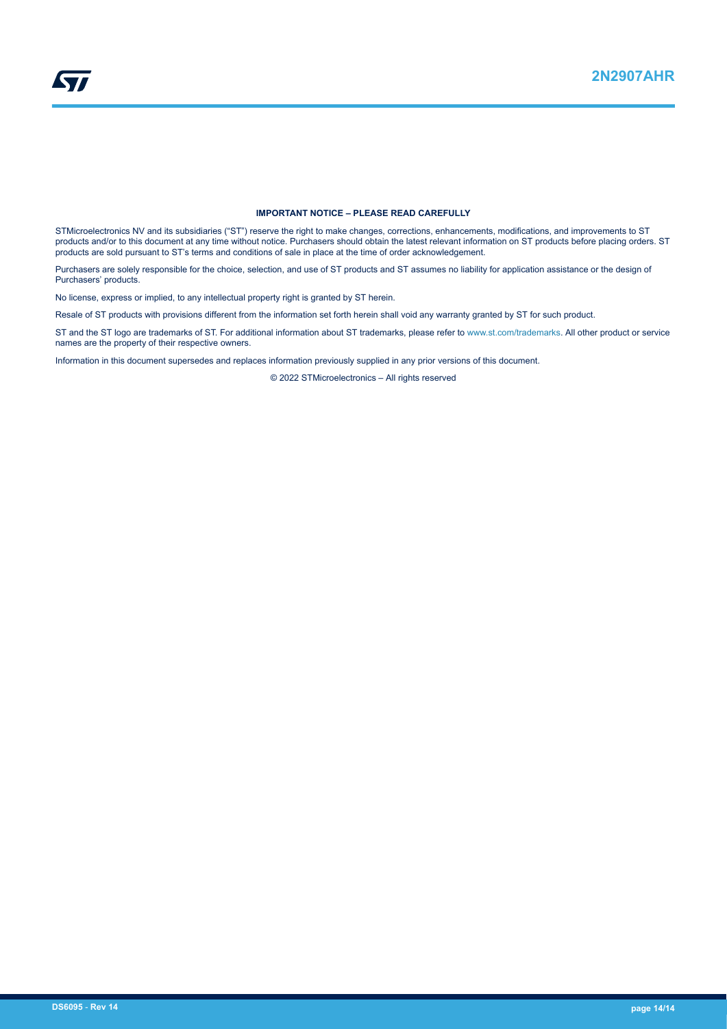**IMPORTANT NOTICE – PLEASE READ CAREFULLY**

STMicroelectronics NV and its subsidiaries ("ST") reserve the right to make changes, corrections, enhancements, modifications, and improvements to ST products and/or to this document at any time without notice. Purchasers should obtain the latest relevant information on ST products before placing orders. ST products are sold pursuant to ST's terms and conditions of sale in place at the time of order acknowledgement.

Purchasers are solely responsible for the choice, selection, and use of ST products and ST assumes no liability for application assistance or the design of Purchasers' products.

No license, express or implied, to any intellectual property right is granted by ST herein.

Resale of ST products with provisions different from the information set forth herein shall void any warranty granted by ST for such product.

ST and the ST logo are trademarks of ST. For additional information about ST trademarks, please refer to www.st.com/trademarks. All other product or service names are the property of their respective owners.

Information in this document supersedes and replaces information previously supplied in any prior versions of this document.

© 2022 STMicroelectronics – All rights reserved